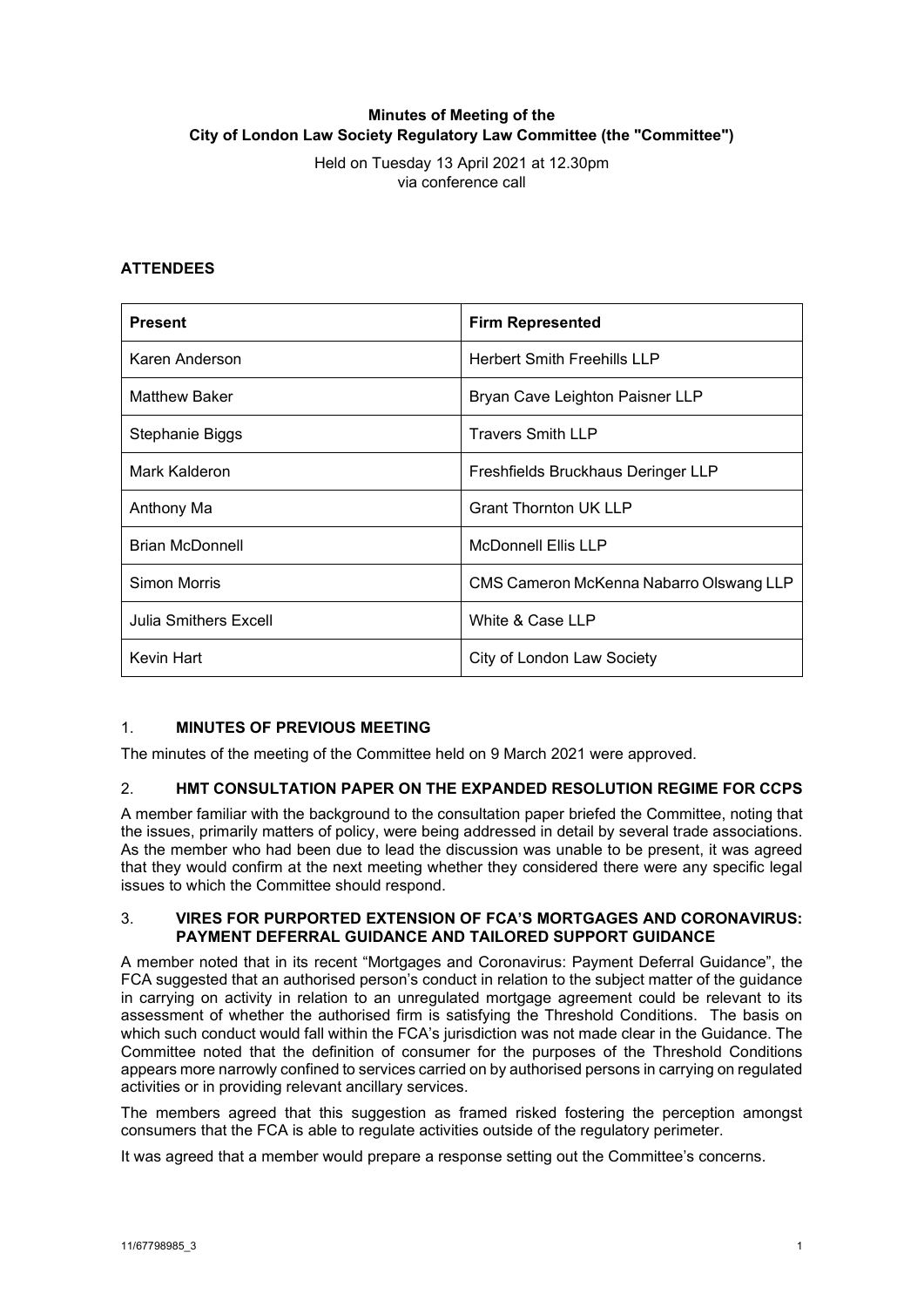**Minutes of Meeting of the City of London Law Society Regulatory Law Committee (the "Committee")**

Held on Tuesday 13 April 2021 at 12.30pm
via conference call

**ATTENDEES**

| **Present** | **Firm Represented** |
|---|---|
| Karen Anderson | Herbert Smith Freehills LLP |
| Matthew Baker | Bryan Cave Leighton Paisner LLP |
| Stephanie Biggs | Travers Smith LLP |
| Mark Kalderon | Freshfields Bruckhaus Deringer LLP |
| Anthony Ma | Grant Thornton UK LLP |
| Brian McDonnell | McDonnell Ellis LLP |
| Simon Morris | CMS Cameron McKenna Nabarro Olswang LLP |
| Julia Smithers Excell | White & Case LLP |
| Kevin Hart | City of London Law Society |

## 1. MINUTES OF PREVIOUS MEETING

The minutes of the meeting of the Committee held on 9 March 2021 were approved.

## 2. HMT CONSULTATION PAPER ON THE EXPANDED RESOLUTION REGIME FOR CCPS

A member familiar with the background to the consultation paper briefed the Committee, noting that the issues, primarily matters of policy, were being addressed in detail by several trade associations. As the member who had been due to lead the discussion was unable to be present, it was agreed that they would confirm at the next meeting whether they considered there were any specific legal issues to which the Committee should respond.

## 3. VIRES FOR PURPORTED EXTENSION OF FCA'S MORTGAGES AND CORONAVIRUS: PAYMENT DEFERRAL GUIDANCE AND TAILORED SUPPORT GUIDANCE

A member noted that in its recent "Mortgages and Coronavirus: Payment Deferral Guidance", the FCA suggested that an authorised person's conduct in relation to the subject matter of the guidance in carrying on activity in relation to an unregulated mortgage agreement could be relevant to its assessment of whether the authorised firm is satisfying the Threshold Conditions. The basis on which such conduct would fall within the FCA's jurisdiction was not made clear in the Guidance. The Committee noted that the definition of consumer for the purposes of the Threshold Conditions appears more narrowly confined to services carried on by authorised persons in carrying on regulated activities or in providing relevant ancillary services.

The members agreed that this suggestion as framed risked fostering the perception amongst consumers that the FCA is able to regulate activities outside of the regulatory perimeter.

It was agreed that a member would prepare a response setting out the Committee's concerns.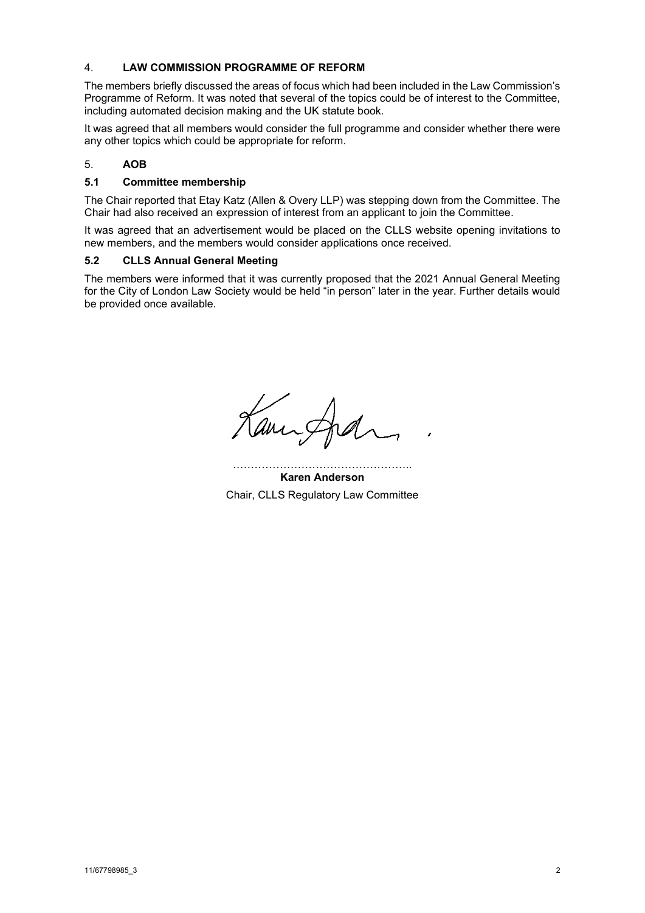## 4. LAW COMMISSION PROGRAMME OF REFORM

The members briefly discussed the areas of focus which had been included in the Law Commission's Programme of Reform. It was noted that several of the topics could be of interest to the Committee, including automated decision making and the UK statute book.

It was agreed that all members would consider the full programme and consider whether there were any other topics which could be appropriate for reform.

## 5. AOB

### 5.1 Committee membership

The Chair reported that Etay Katz (Allen & Overy LLP) was stepping down from the Committee. The Chair had also received an expression of interest from an applicant to join the Committee.

It was agreed that an advertisement would be placed on the CLLS website opening invitations to new members, and the members would consider applications once received.

### 5.2 CLLS Annual General Meeting

The members were informed that it was currently proposed that the 2021 Annual General Meeting for the City of London Law Society would be held "in person" later in the year. Further details would be provided once available.

…………………………………………..

**Karen Anderson**

Chair, CLLS Regulatory Law Committee

11/67798985_3